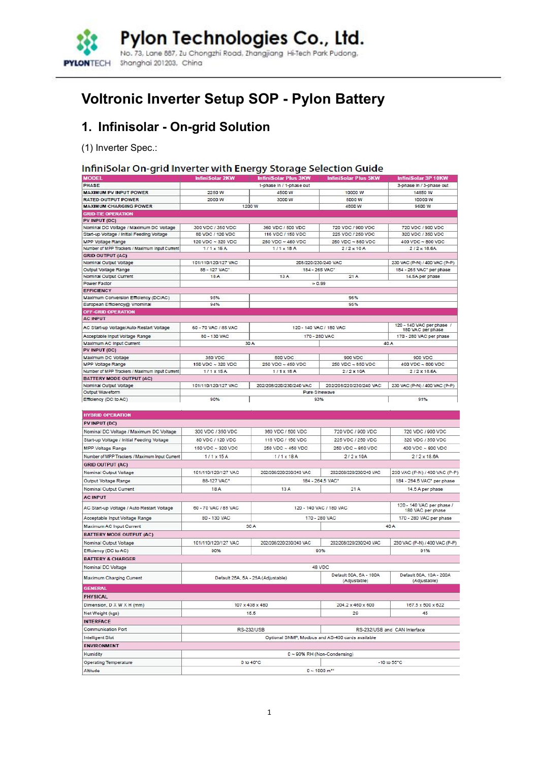Pylon Technologies Co., Ltd.

No. 73, Lane 887, Zu Chongzhi Road, Zhangjiang Hi-Tech Park Pudong, Shanghai 201203, China

# Voltronic Inverter Setup SOP - Pylon Battery

## 1. Infinisolar - On-grid Solution

(1) Inverter Spec.:

### InfiniSolar On-grid Inverter with Energy Storage Selection Guide

| MODEL | InfiniSolar 2KW | InfiniSolar Plus 3KW | InfiniSolar Plus 5KW | InfiniSolar 3P 10KW |
|---|---|---|---|---|
| PHASE | 1-phase in / 1-phase out | | | 3-phase in / 3-phase out |
| MAXIMUM PV INPUT POWER | 2250 W | 4500 W | 10000 W | 14850 W |
| RATED OUTPUT POWER | 2000 W | 3000 W | 5000 W | 10000 W |
| MAXIMUM CHARGING POWER | 1200 W | | 4800 W | 9600 W |
| **GRID-TIE OPERATION** | | | | |
| **PV INPUT (DC)** | | | | |
| Nominal DC Voltage / Maximum DC Voltage | 300 VDC / 350 VDC | 360 VDC / 500 VDC | 720 VDC / 900 VDC | 720 VDC / 900 VDC |
| Start-up Voltage / Initial Feeding Voltage | 80 VDC / 120 VDC | 116 VDC / 150 VDC | 225 VDC / 250 VDC | 320 VDC / 350 VDC |
| MPP Voltage Range | 120 VDC ~ 320 VDC | 250 VDC ~ 460 VDC | 250 VDC ~ 850 VDC | 400 VDC ~ 800 VDC |
| Number of MPP Trackers / Maximum Input Current | 1 / 1 x 15 A | 1 / 1 x 18 A | 2 / 2 x 10 A | 2 / 2 x 18.6A |
| **GRID OUTPUT (AC)** | | | | |
| Nominal Output Voltage | 101/110/120/127 VAC | 208/220/230/240 VAC | | 230 VAC (P-N) / 400 VAC (P-P) |
| Output Voltage Range | 88 - 127 VAC* | 184 - 265 VAC* | | 184 - 265 VAC* per phase |
| Nominal Output Current | 18 A | 13 A | 21 A | 14.5A per phase |
| Power Factor | > 0.99 | | | |
| **EFFICIENCY** | | | | |
| Maximum Conversion Efficiency (DC/AC) | 95% | 96% | | |
| European Efficiency@ Vnominal | 94% | 95% | | |
| **OFF-GRID OPERATION** | | | | |
| **AC INPUT** | | | | |
| AC Start-up Voltage/Auto Restart Voltage | 60 - 70 VAC / 85 VAC | 120 - 140 VAC / 180 VAC | | 120 - 140 VAC per phase / 180 VAC per phase |
| Acceptable Input Voltage Range | 80 - 130 VAC | 170 - 280 VAC | | 170 - 280 VAC per phase |
| Maximum AC Input Current | 30 A | | 40 A | |
| **PV INPUT (DC)** | | | | |
| Maximum DC Voltage | 350 VDC | 500 VDC | 900 VDC | 900 VDC |
| MPP Voltage Range | 150 VDC ~ 320 VDC | 250 VDC ~ 450 VDC | 250 VDC ~ 850 VDC | 400 VDC ~ 800 VDC |
| Number of MPP Trackers / Maximum Input Current | 1 / 1 x 15 A | 1 / 1 x 18 A | 2 / 2 x 10A | 2 / 2 x 18.6A |
| **BATTERY MODE OUTPUT (AC)** | | | | |
| Nominal Output Voltage | 101/110/120/127 VAC | 202/208/220/230/240 VAC | 202/208/220/230/240 VAC | 230 VAC (P-N) / 400 VAC (P-P) |
| Output Waveform | Pure Sinewave | | | |
| Efficiency (DC to AC) | 90% | 93% | | 91% |
| **HYBRID OPERATION** | | | | |
| **PV INPUT (DC)** | | | | |
| Nominal DC Voltage / Maximum DC Voltage | 300 VDC / 350 VDC | 360 VDC / 500 VDC | 720 VDC / 900 VDC | 720 VDC / 900 VDC |
| Start-up Voltage / Initial Feeding Voltage | 80 VDC / 120 VDC | 116 VDC / 150 VDC | 225 VDC / 250 VDC | 320 VDC / 350 VDC |
| MPP Voltage Range | 150 VDC ~ 320 VDC | 250 VDC ~ 450 VDC | 250 VDC ~ 850 VDC | 400 VDC ~ 800 VDC |
| Number of MPP Trackers / Maximum Input Current | 1 / 1 x 15 A | 1 / 1 x 18 A | 2 / 2 x 10A | 2 / 2 x 18.6A |
| **GRID OUTPUT (AC)** | | | | |
| Nominal Output Voltage | 101/110/120/127 VAC | 202/208/220/230/240 VAC | 202/208/220/230/240 VAC | 230 VAC (P-N) / 400 VAC (P-P) |
| Output Voltage Range | 88-127 VAC* | 184 - 264.5 VAC* | | 184 - 264.5 VAC* per phase |
| Nominal Output Current | 18 A | 13 A | 21 A | 14.5 A per phase |
| **AC INPUT** | | | | |
| AC Start-up Voltage / Auto Restart Voltage | 60 - 70 VAC / 85 VAC | 120 - 140 VAC / 180 VAC | | 120 - 140 VAC per phase / 180 VAC per phase |
| Acceptable Input Voltage Range | 80 - 130 VAC | 170 - 280 VAC | | 170 - 280 VAC per phase |
| Maximum AC Input Current | 30 A | | 40 A | |
| **BATTERY MODE OUTPUT (AC)** | | | | |
| Nominal Output Voltage | 101/110/120/127 VAC | 202/208/220/230/240 VAC | 202/208/220/230/240 VAC | 230 VAC (P-N) / 400 VAC (P-P) |
| Efficiency (DC to AC) | 90% | 93% | | 91% |
| **BATTERY & CHARGER** | | | | |
| Nominal DC Voltage | 48 VDC | | | |
| Maximum Charging Current | Default 25A, 5A - 25A (Adjustable) | | Default 60A, 5A - 100A (Adjustable) | Default 60A, 10A - 200A (Adjustable) |
| **GENERAL** | | | | |
| **PHYSICAL** | | | | |
| Dimension, D X W X H (mm) | 107 x 438 x 480 | | 204.2 x 460 x 600 | 167.5 x 500 x 622 |
| Net Weight (kgs) | 15.5 | | 29 | 45 |
| **INTERFACE** | | | | |
| Communication Port | RS-232/USB | | RS-232/USB and CAN Interface | |
| Intelligent Slot | Optional SNMP, Modbus and AS-400 cards available | | | |
| **ENVIRONMENT** | | | | |
| Humidity | 0 ~ 90% RH (Non-Condensing) | | | |
| Operating Temperature | 0 to 40°C | | -10 to 55°C | |
| Altitude | 0 ~ 1000 m** | | | |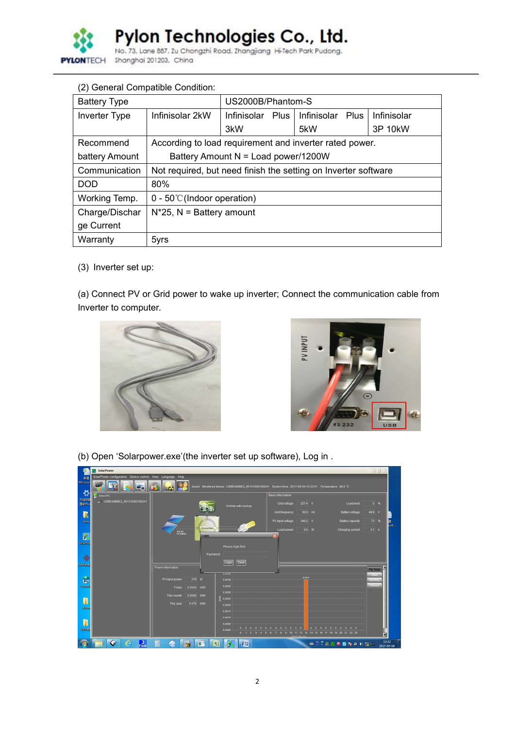(2) General Compatible Condition:

| Battery Type | | US2000B/Phantom-S | | |
|---|---|---|---|---|
| Inverter Type | Infinisolar 2kW | Infinisolar Plus 3kW | Infinisolar Plus 5kW | Infinisolar 3P 10kW |
| Recommend battery Amount | According to load requirement and inverter rated power. Battery Amount N = Load power/1200W | | | |
| Communication | Not required, but need finish the setting on Inverter software | | | |
| DOD | 80% | | | |
| Working Temp. | 0 - 50℃(Indoor operation) | | | |
| Charge/Discharge Current | N*25, N = Battery amount | | | |
| Warranty | 5yrs | | | |

(3) Inverter set up:

(a) Connect PV or Grid power to wake up inverter; Connect the communication cable from Inverter to computer.

(b) Open 'Solarpower.exe'(the inverter set up software), Log in .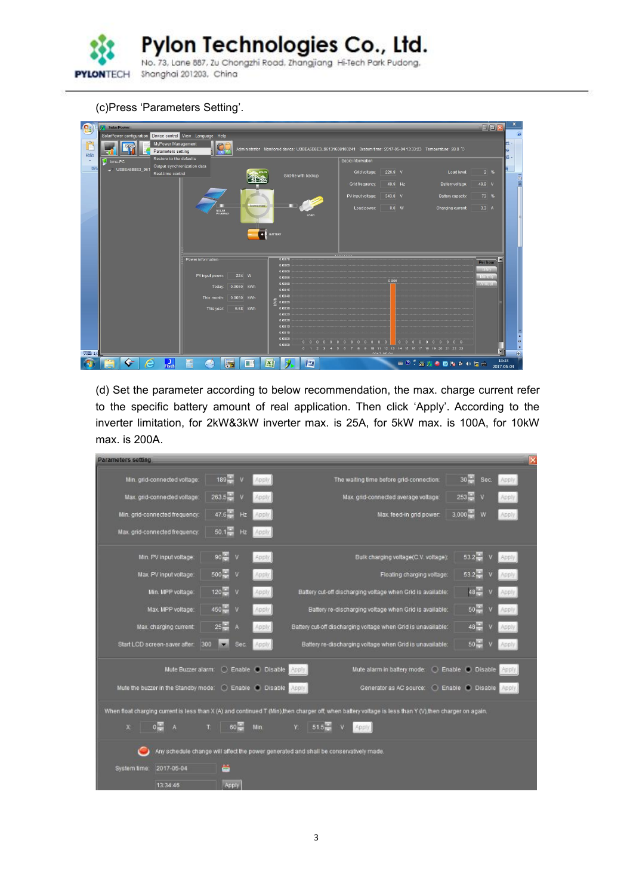(c)Press 'Parameters Setting'.

(d) Set the parameter according to below recommendation, the max. charge current refer to the specific battery amount of real application. Then click 'Apply'. According to the inverter limitation, for 2kW&3kW inverter max. is 25A, for 5kW max. is 100A, for 10kW max. is 200A.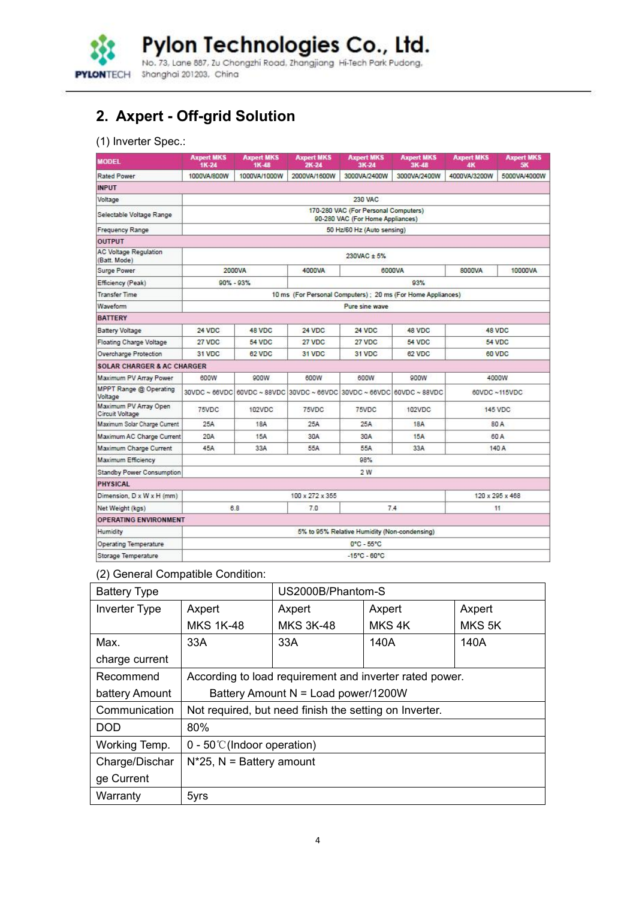## 2. Axpert - Off-grid Solution

(1) Inverter Spec.:

| MODEL | Axpert MKS 1K-24 | Axpert MKS 1K-48 | Axpert MKS 2K-24 | Axpert MKS 3K-24 | Axpert MKS 3K-48 | Axpert MKS 4K | Axpert MKS 5K |
|---|---|---|---|---|---|---|---|
| Rated Power | 1000VA/800W | 1000VA/1000W | 2000VA/1600W | 3000VA/2400W | 3000VA/2400W | 4000VA/3200W | 5000VA/4000W |
| **INPUT** | | | | | | | |
| Voltage | 230 VAC | | | | | | |
| Selectable Voltage Range | 170-280 VAC (For Personal Computers) 90-280 VAC (For Home Appliances) | | | | | | |
| Frequency Range | 50 Hz/60 Hz (Auto sensing) | | | | | | |
| **OUTPUT** | | | | | | | |
| AC Voltage Regulation (Batt. Mode) | 230VAC ± 5% | | | | | | |
| Surge Power | 2000VA | | 4000VA | 6000VA | | 8000VA | 10000VA |
| Efficiency (Peak) | 90% - 93% | | 93% | | | | |
| Transfer Time | 10 ms (For Personal Computers); 20 ms (For Home Appliances) | | | | | | |
| Waveform | Pure sine wave | | | | | | |
| **BATTERY** | | | | | | | |
| Battery Voltage | 24 VDC | 48 VDC | 24 VDC | 24 VDC | 48 VDC | 48 VDC | |
| Floating Charge Voltage | 27 VDC | 54 VDC | 27 VDC | 27 VDC | 54 VDC | 54 VDC | |
| Overcharge Protection | 31 VDC | 62 VDC | 31 VDC | 31 VDC | 62 VDC | 60 VDC | |
| **SOLAR CHARGER & AC CHARGER** | | | | | | | |
| Maximum PV Array Power | 600W | 900W | 600W | 600W | 900W | 4000W | |
| MPPT Range @ Operating Voltage | 30VDC ~ 66VDC | 60VDC ~ 88VDC | 30VDC ~ 66VDC | 30VDC ~ 66VDC | 60VDC ~ 88VDC | 60VDC ~115VDC | |
| Maximum PV Array Open Circuit Voltage | 75VDC | 102VDC | 75VDC | 75VDC | 102VDC | 145 VDC | |
| Maximum Solar Charge Current | 25A | 18A | 25A | 25A | 18A | 80 A | |
| Maximum AC Charge Current | 20A | 15A | 30A | 30A | 15A | 60 A | |
| Maximum Charge Current | 45A | 33A | 55A | 55A | 33A | 140 A | |
| Maximum Efficiency | 98% | | | | | | |
| Standby Power Consumption | 2 W | | | | | | |
| **PHYSICAL** | | | | | | | |
| Dimension, D x W x H (mm) | 100 x 272 x 355 | | | | | 120 x 295 x 468 | |
| Net Weight (kgs) | 6.8 | | 7.0 | 7.4 | | 11 | |
| **OPERATING ENVIRONMENT** | | | | | | | |
| Humidity | 5% to 95% Relative Humidity (Non-condensing) | | | | | | |
| Operating Temperature | 0°C - 55°C | | | | | | |
| Storage Temperature | -15°C - 60°C | | | | | | |

(2) General Compatible Condition:

| Battery Type | | US2000B/Phantom-S | | |
|---|---|---|---|---|
| Inverter Type | Axpert MKS 1K-48 | Axpert MKS 3K-48 | Axpert MKS 4K | Axpert MKS 5K |
| Max. charge current | 33A | 33A | 140A | 140A |
| Recommend battery Amount | According to load requirement and inverter rated power. Battery Amount N = Load power/1200W | | | |
| Communication | Not required, but need finish the setting on Inverter. | | | |
| DOD | 80% | | | |
| Working Temp. | 0 - 50℃(Indoor operation) | | | |
| Charge/Discharge Current | N*25, N = Battery amount | | | |
| Warranty | 5yrs | | | |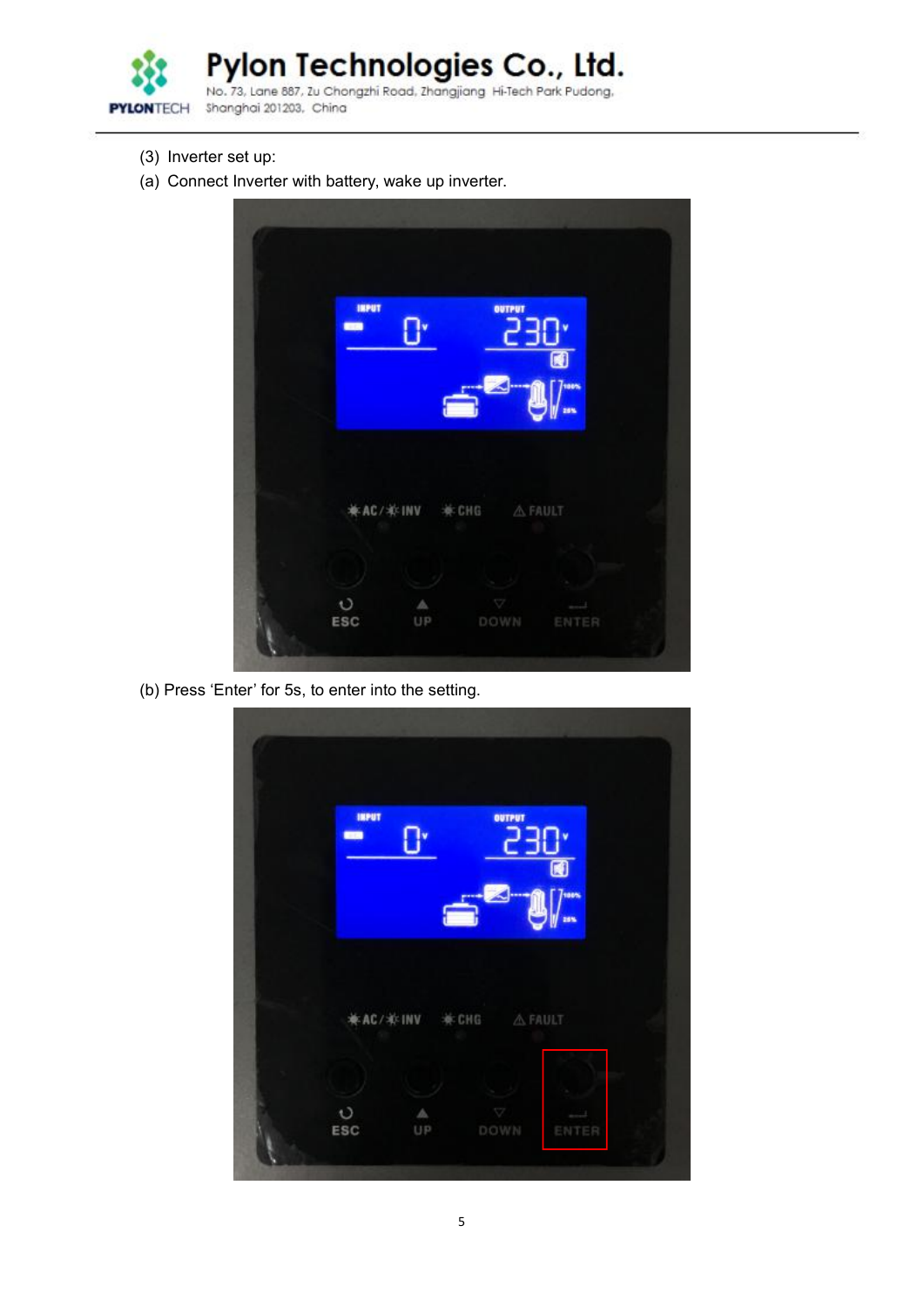(3) Inverter set up:

(a) Connect Inverter with battery, wake up inverter.

(b) Press ‘Enter’ for 5s, to enter into the setting.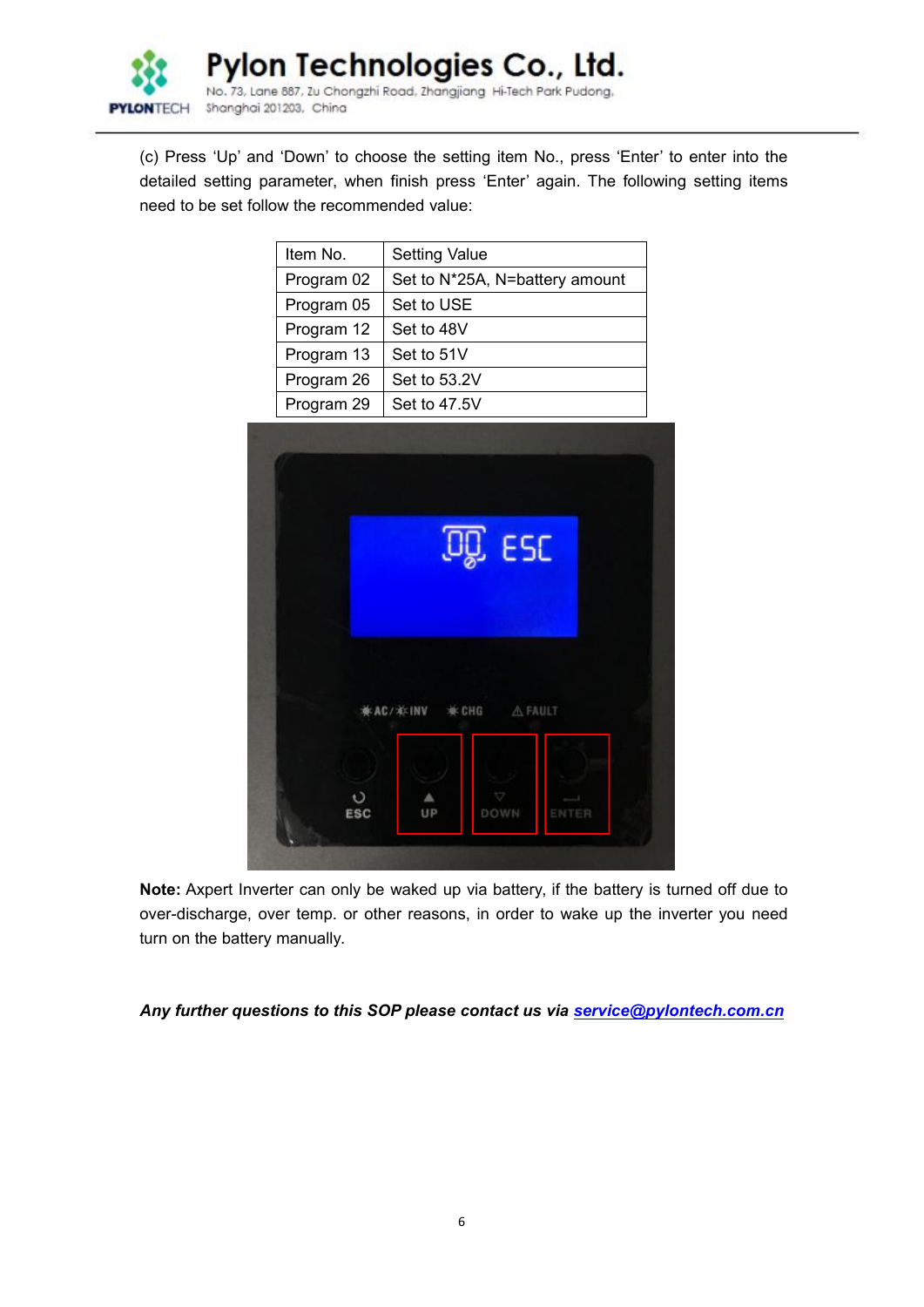(c) Press 'Up' and 'Down' to choose the setting item No., press 'Enter' to enter into the detailed setting parameter, when finish press 'Enter' again. The following setting items need to be set follow the recommended value:

| Item No. | Setting Value |
|---|---|
| Program 02 | Set to N*25A, N=battery amount |
| Program 05 | Set to USE |
| Program 12 | Set to 48V |
| Program 13 | Set to 51V |
| Program 26 | Set to 53.2V |
| Program 29 | Set to 47.5V |

**Note:** Axpert Inverter can only be waked up via battery, if the battery is turned off due to over-discharge, over temp. or other reasons, in order to wake up the inverter you need turn on the battery manually.

***Any further questions to this SOP please contact us via service@pylontech.com.cn***